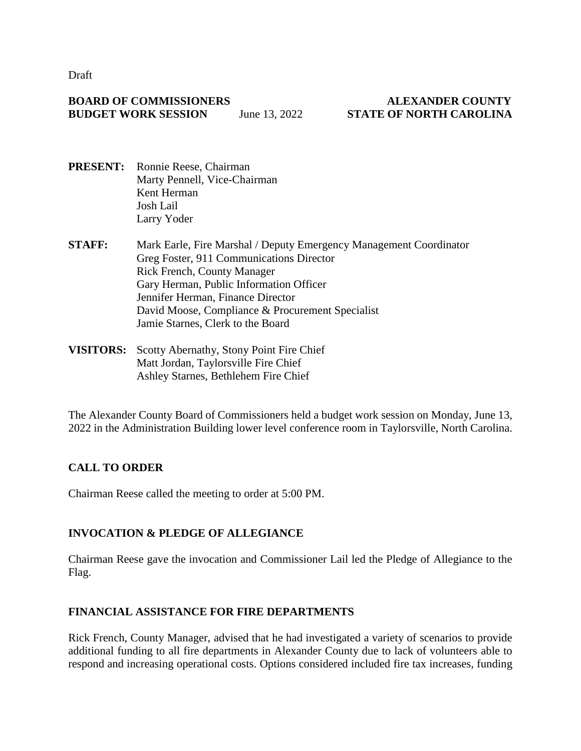Draft

**BOARD OF COMMISSIONERS** **ALEXANDER COUNTY**
**BUDGET WORK SESSION** June 13, 2022 **STATE OF NORTH CAROLINA**

**PRESENT:** Ronnie Reese, Chairman
Marty Pennell, Vice-Chairman
Kent Herman
Josh Lail
Larry Yoder

**STAFF:** Mark Earle, Fire Marshal / Deputy Emergency Management Coordinator
Greg Foster, 911 Communications Director
Rick French, County Manager
Gary Herman, Public Information Officer
Jennifer Herman, Finance Director
David Moose, Compliance & Procurement Specialist
Jamie Starnes, Clerk to the Board

**VISITORS:** Scotty Abernathy, Stony Point Fire Chief
Matt Jordan, Taylorsville Fire Chief
Ashley Starnes, Bethlehem Fire Chief

The Alexander County Board of Commissioners held a budget work session on Monday, June 13, 2022 in the Administration Building lower level conference room in Taylorsville, North Carolina.

## CALL TO ORDER

Chairman Reese called the meeting to order at 5:00 PM.

## INVOCATION & PLEDGE OF ALLEGIANCE

Chairman Reese gave the invocation and Commissioner Lail led the Pledge of Allegiance to the Flag.

## FINANCIAL ASSISTANCE FOR FIRE DEPARTMENTS

Rick French, County Manager, advised that he had investigated a variety of scenarios to provide additional funding to all fire departments in Alexander County due to lack of volunteers able to respond and increasing operational costs. Options considered included fire tax increases, funding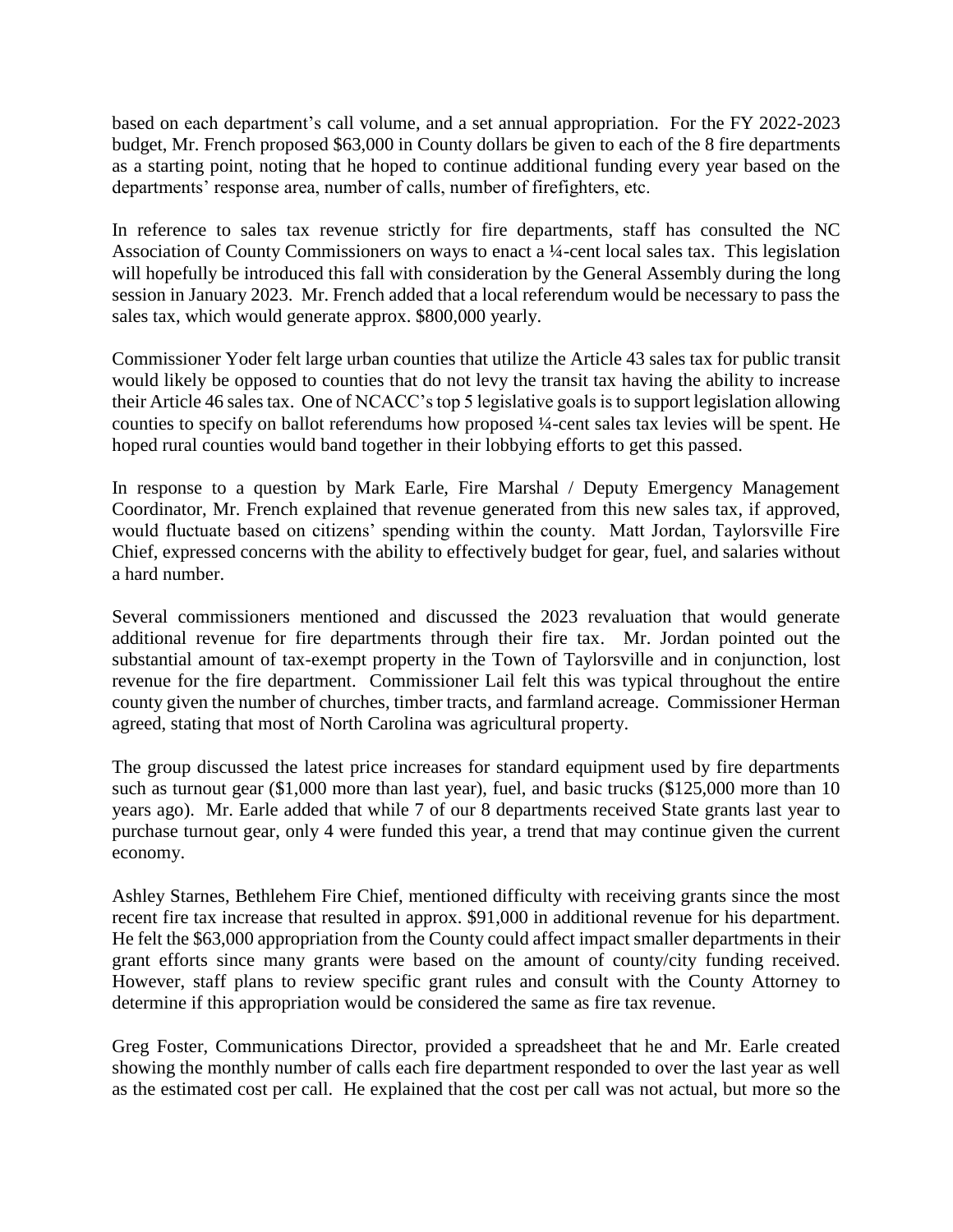based on each department's call volume, and a set annual appropriation. For the FY 2022-2023 budget, Mr. French proposed $63,000 in County dollars be given to each of the 8 fire departments as a starting point, noting that he hoped to continue additional funding every year based on the departments' response area, number of calls, number of firefighters, etc.

In reference to sales tax revenue strictly for fire departments, staff has consulted the NC Association of County Commissioners on ways to enact a ¼-cent local sales tax. This legislation will hopefully be introduced this fall with consideration by the General Assembly during the long session in January 2023. Mr. French added that a local referendum would be necessary to pass the sales tax, which would generate approx. $800,000 yearly.

Commissioner Yoder felt large urban counties that utilize the Article 43 sales tax for public transit would likely be opposed to counties that do not levy the transit tax having the ability to increase their Article 46 sales tax. One of NCACC's top 5 legislative goals is to support legislation allowing counties to specify on ballot referendums how proposed ¼-cent sales tax levies will be spent. He hoped rural counties would band together in their lobbying efforts to get this passed.

In response to a question by Mark Earle, Fire Marshal / Deputy Emergency Management Coordinator, Mr. French explained that revenue generated from this new sales tax, if approved, would fluctuate based on citizens' spending within the county. Matt Jordan, Taylorsville Fire Chief, expressed concerns with the ability to effectively budget for gear, fuel, and salaries without a hard number.

Several commissioners mentioned and discussed the 2023 revaluation that would generate additional revenue for fire departments through their fire tax. Mr. Jordan pointed out the substantial amount of tax-exempt property in the Town of Taylorsville and in conjunction, lost revenue for the fire department. Commissioner Lail felt this was typical throughout the entire county given the number of churches, timber tracts, and farmland acreage. Commissioner Herman agreed, stating that most of North Carolina was agricultural property.

The group discussed the latest price increases for standard equipment used by fire departments such as turnout gear ($1,000 more than last year), fuel, and basic trucks ($125,000 more than 10 years ago). Mr. Earle added that while 7 of our 8 departments received State grants last year to purchase turnout gear, only 4 were funded this year, a trend that may continue given the current economy.

Ashley Starnes, Bethlehem Fire Chief, mentioned difficulty with receiving grants since the most recent fire tax increase that resulted in approx. $91,000 in additional revenue for his department. He felt the $63,000 appropriation from the County could affect impact smaller departments in their grant efforts since many grants were based on the amount of county/city funding received. However, staff plans to review specific grant rules and consult with the County Attorney to determine if this appropriation would be considered the same as fire tax revenue.

Greg Foster, Communications Director, provided a spreadsheet that he and Mr. Earle created showing the monthly number of calls each fire department responded to over the last year as well as the estimated cost per call. He explained that the cost per call was not actual, but more so the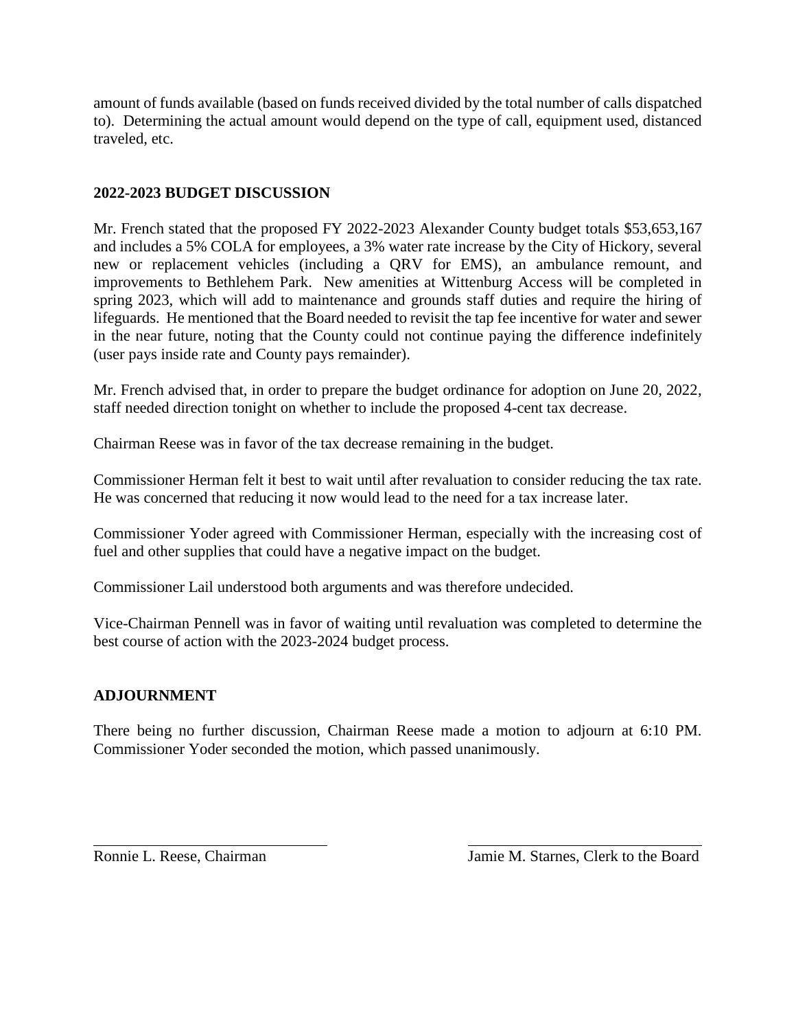amount of funds available (based on funds received divided by the total number of calls dispatched to). Determining the actual amount would depend on the type of call, equipment used, distanced traveled, etc.

## 2022-2023 BUDGET DISCUSSION

Mr. French stated that the proposed FY 2022-2023 Alexander County budget totals $53,653,167 and includes a 5% COLA for employees, a 3% water rate increase by the City of Hickory, several new or replacement vehicles (including a QRV for EMS), an ambulance remount, and improvements to Bethlehem Park. New amenities at Wittenburg Access will be completed in spring 2023, which will add to maintenance and grounds staff duties and require the hiring of lifeguards. He mentioned that the Board needed to revisit the tap fee incentive for water and sewer in the near future, noting that the County could not continue paying the difference indefinitely (user pays inside rate and County pays remainder).

Mr. French advised that, in order to prepare the budget ordinance for adoption on June 20, 2022, staff needed direction tonight on whether to include the proposed 4-cent tax decrease.

Chairman Reese was in favor of the tax decrease remaining in the budget.

Commissioner Herman felt it best to wait until after revaluation to consider reducing the tax rate. He was concerned that reducing it now would lead to the need for a tax increase later.

Commissioner Yoder agreed with Commissioner Herman, especially with the increasing cost of fuel and other supplies that could have a negative impact on the budget.

Commissioner Lail understood both arguments and was therefore undecided.

Vice-Chairman Pennell was in favor of waiting until revaluation was completed to determine the best course of action with the 2023-2024 budget process.

## ADJOURNMENT

There being no further discussion, Chairman Reese made a motion to adjourn at 6:10 PM. Commissioner Yoder seconded the motion, which passed unanimously.

\_\_\_\_\_\_\_\_\_\_\_\_\_\_\_\_\_\_\_\_\_\_\_\_\_\_\_\_\_\_
Ronnie L. Reese, Chairman

\_\_\_\_\_\_\_\_\_\_\_\_\_\_\_\_\_\_\_\_\_\_\_\_\_\_\_\_\_\_
Jamie M. Starnes, Clerk to the Board